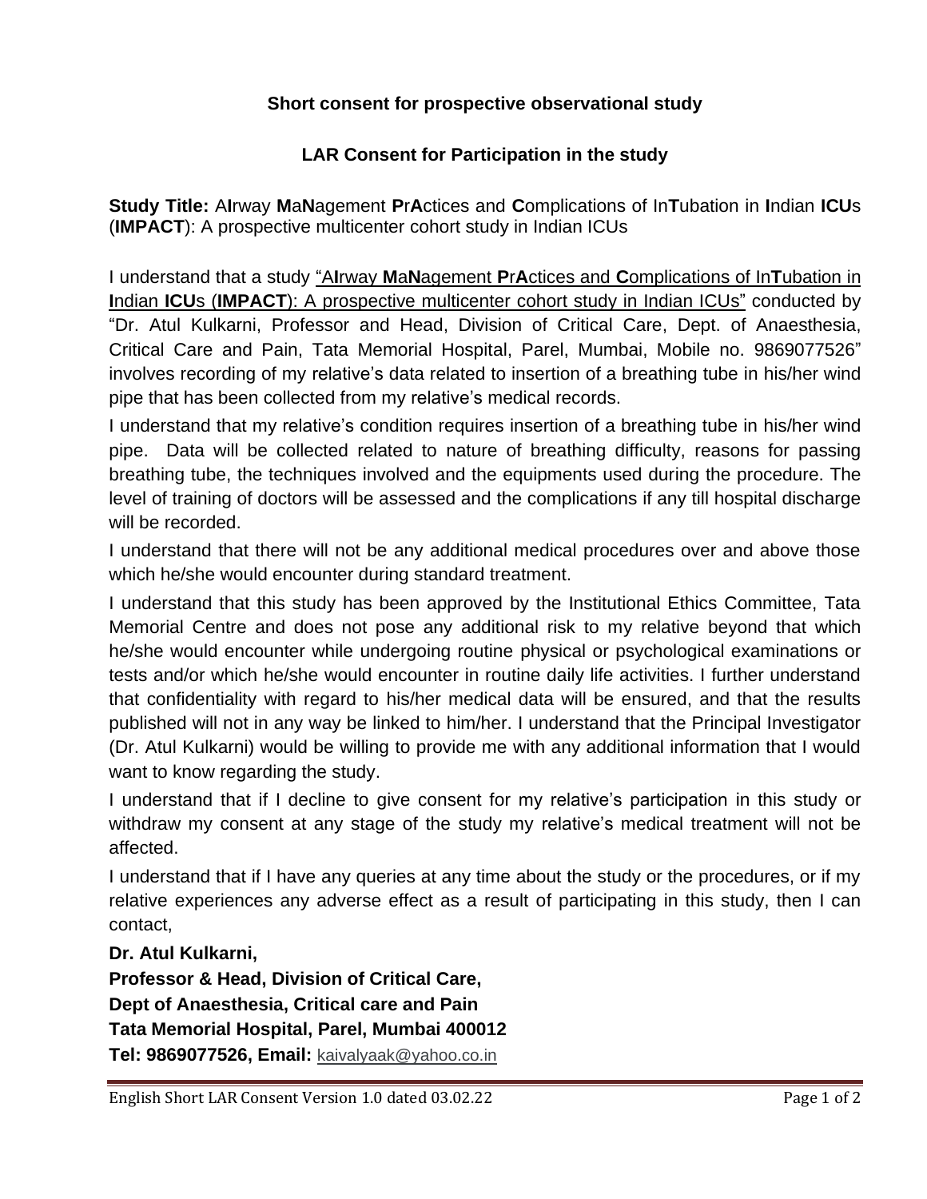**Short consent for prospective observational study**

**LAR Consent for Participation in the study**

**Study Title:** A**I**rway **M**a**N**agement **P**r**A**ctices and **C**omplications of In**T**ubation in **I**ndian **ICU**s (**IMPACT**): A prospective multicenter cohort study in Indian ICUs

I understand that a study "A**I**rway **M**a**N**agement **P**r**A**ctices and **C**omplications of In**T**ubation in **I**ndian **ICU**s (**IMPACT**): A prospective multicenter cohort study in Indian ICUs" conducted by "Dr. Atul Kulkarni, Professor and Head, Division of Critical Care, Dept. of Anaesthesia, Critical Care and Pain, Tata Memorial Hospital, Parel, Mumbai, Mobile no. 9869077526" involves recording of my relative's data related to insertion of a breathing tube in his/her wind pipe that has been collected from my relative's medical records.

I understand that my relative's condition requires insertion of a breathing tube in his/her wind pipe. Data will be collected related to nature of breathing difficulty, reasons for passing breathing tube, the techniques involved and the equipments used during the procedure. The level of training of doctors will be assessed and the complications if any till hospital discharge will be recorded.

I understand that there will not be any additional medical procedures over and above those which he/she would encounter during standard treatment.

I understand that this study has been approved by the Institutional Ethics Committee, Tata Memorial Centre and does not pose any additional risk to my relative beyond that which he/she would encounter while undergoing routine physical or psychological examinations or tests and/or which he/she would encounter in routine daily life activities. I further understand that confidentiality with regard to his/her medical data will be ensured, and that the results published will not in any way be linked to him/her. I understand that the Principal Investigator (Dr. Atul Kulkarni) would be willing to provide me with any additional information that I would want to know regarding the study.

I understand that if I decline to give consent for my relative's participation in this study or withdraw my consent at any stage of the study my relative's medical treatment will not be affected.

I understand that if I have any queries at any time about the study or the procedures, or if my relative experiences any adverse effect as a result of participating in this study, then I can contact,

**Dr. Atul Kulkarni,**
**Professor & Head, Division of Critical Care,**
**Dept of Anaesthesia, Critical care and Pain**
**Tata Memorial Hospital, Parel, Mumbai 400012**
**Tel: 9869077526, Email:** kaivalyaak@yahoo.co.in

English Short LAR Consent Version 1.0 dated 03.02.22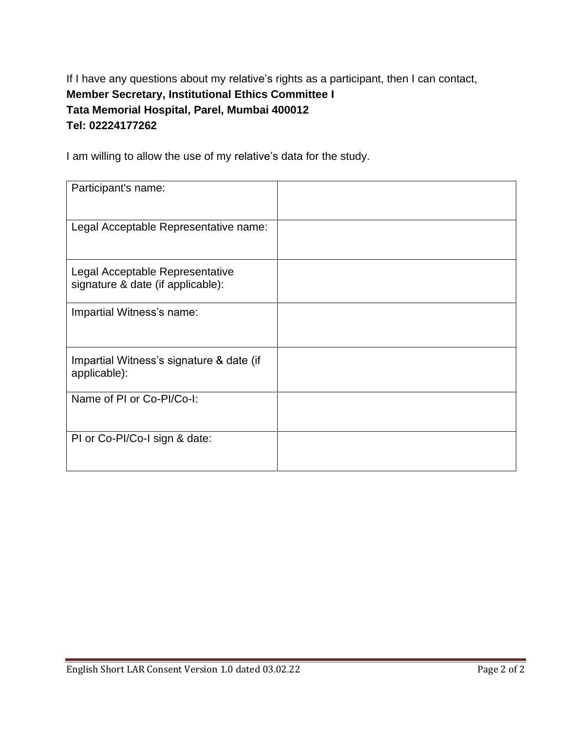If I have any questions about my relative's rights as a participant, then I can contact,
**Member Secretary, Institutional Ethics Committee I**
**Tata Memorial Hospital, Parel, Mumbai 400012**
**Tel: 02224177262**

I am willing to allow the use of my relative's data for the study.

| | |
|---|---|
| Participant's name: | |
| Legal Acceptable Representative name: | |
| Legal Acceptable Representative signature & date (if applicable): | |
| Impartial Witness's name: | |
| Impartial Witness's signature & date (if applicable): | |
| Name of PI or Co-PI/Co-I: | |
| PI or Co-PI/Co-I sign & date: | |